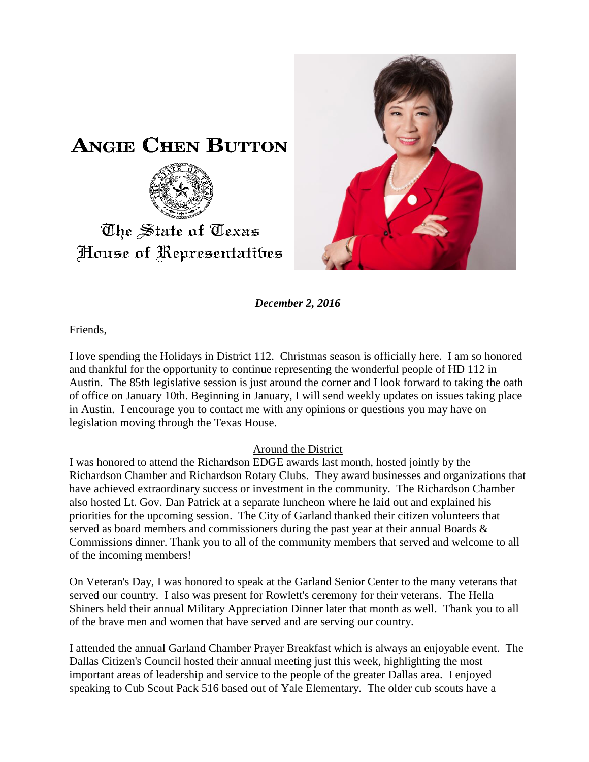# ANGIE CHEN BUTTON

The State of Texas
House of Representatives

***December 2, 2016***

Friends,

I love spending the Holidays in District 112. Christmas season is officially here. I am so honored and thankful for the opportunity to continue representing the wonderful people of HD 112 in Austin. The 85th legislative session is just around the corner and I look forward to taking the oath of office on January 10th. Beginning in January, I will send weekly updates on issues taking place in Austin. I encourage you to contact me with any opinions or questions you may have on legislation moving through the Texas House.

## Around the District

I was honored to attend the Richardson EDGE awards last month, hosted jointly by the Richardson Chamber and Richardson Rotary Clubs. They award businesses and organizations that have achieved extraordinary success or investment in the community. The Richardson Chamber also hosted Lt. Gov. Dan Patrick at a separate luncheon where he laid out and explained his priorities for the upcoming session. The City of Garland thanked their citizen volunteers that served as board members and commissioners during the past year at their annual Boards & Commissions dinner. Thank you to all of the community members that served and welcome to all of the incoming members!

On Veteran's Day, I was honored to speak at the Garland Senior Center to the many veterans that served our country. I also was present for Rowlett's ceremony for their veterans. The Hella Shiners held their annual Military Appreciation Dinner later that month as well. Thank you to all of the brave men and women that have served and are serving our country.

I attended the annual Garland Chamber Prayer Breakfast which is always an enjoyable event. The Dallas Citizen's Council hosted their annual meeting just this week, highlighting the most important areas of leadership and service to the people of the greater Dallas area. I enjoyed speaking to Cub Scout Pack 516 based out of Yale Elementary. The older cub scouts have a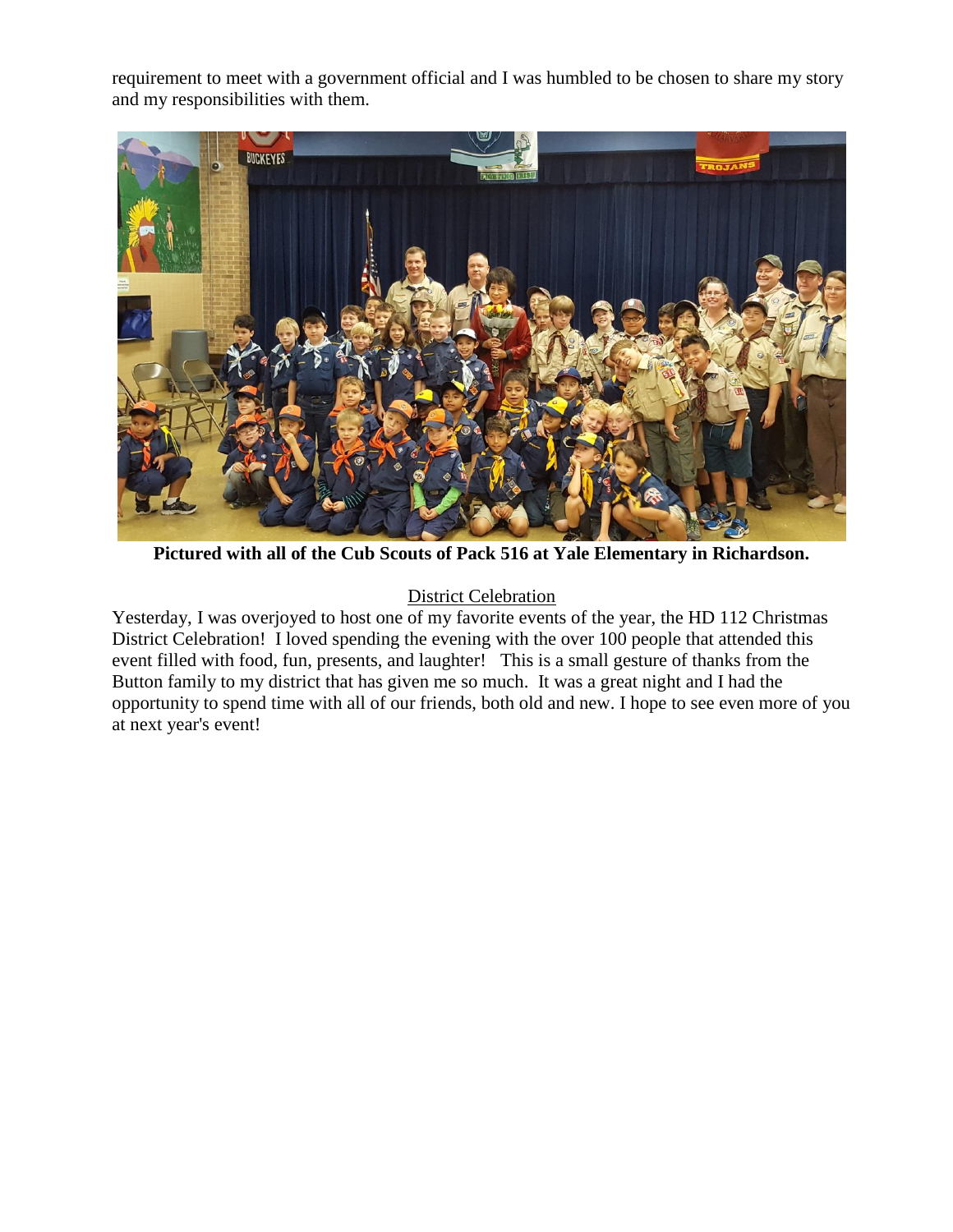requirement to meet with a government official and I was humbled to be chosen to share my story and my responsibilities with them.

**Pictured with all of the Cub Scouts of Pack 516 at Yale Elementary in Richardson.**

<u>District Celebration</u>

Yesterday, I was overjoyed to host one of my favorite events of the year, the HD 112 Christmas District Celebration! I loved spending the evening with the over 100 people that attended this event filled with food, fun, presents, and laughter! This is a small gesture of thanks from the Button family to my district that has given me so much. It was a great night and I had the opportunity to spend time with all of our friends, both old and new. I hope to see even more of you at next year's event!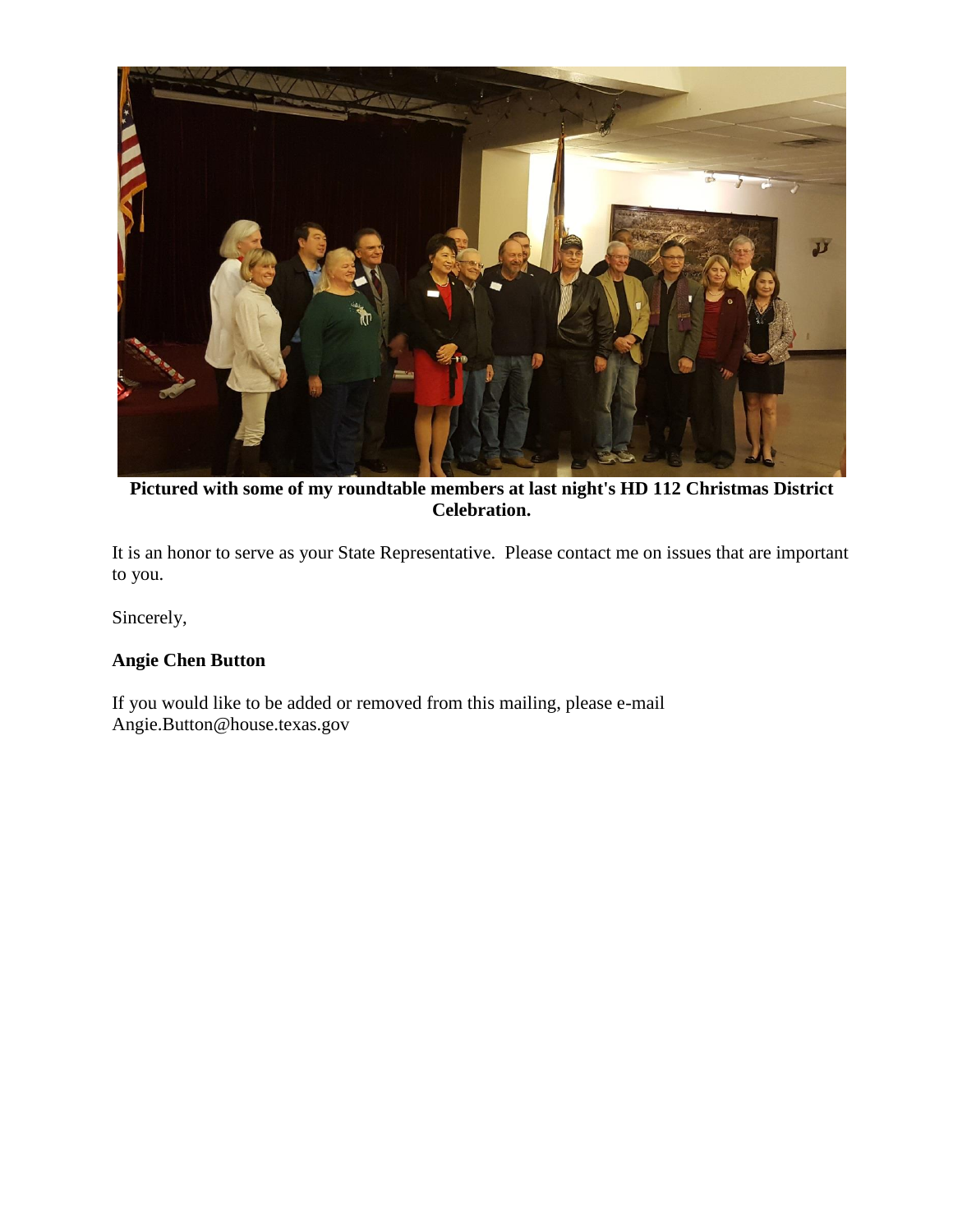**Pictured with some of my roundtable members at last night's HD 112 Christmas District Celebration.**

It is an honor to serve as your State Representative. Please contact me on issues that are important to you.

Sincerely,

**Angie Chen Button**

If you would like to be added or removed from this mailing, please e-mail Angie.Button@house.texas.gov